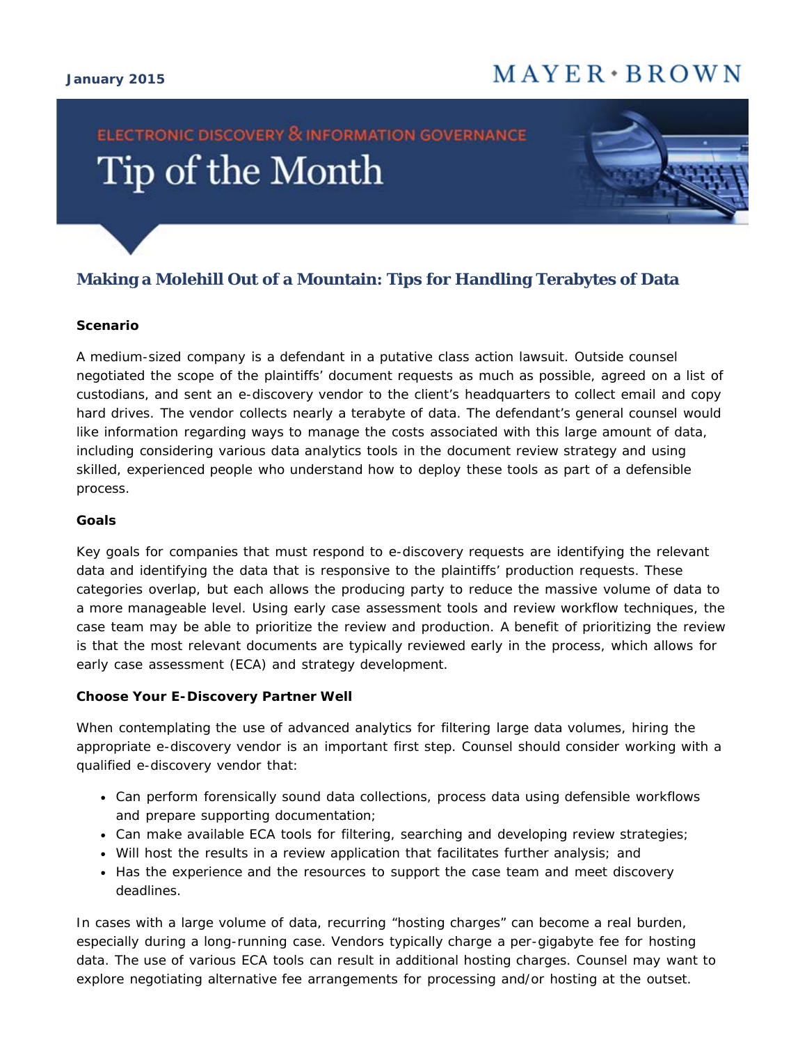January 2015

MAYER • BROWN

ELECTRONIC DISCOVERY & INFORMATION GOVERNANCE

# Tip of the Month

## Making a Molehill Out of a Mountain: Tips for Handling Terabytes of Data

**Scenario**

A medium-sized company is a defendant in a putative class action lawsuit. Outside counsel negotiated the scope of the plaintiffs' document requests as much as possible, agreed on a list of custodians, and sent an e-discovery vendor to the client's headquarters to collect email and copy hard drives. The vendor collects nearly a terabyte of data. The defendant's general counsel would like information regarding ways to manage the costs associated with this large amount of data, including considering various data analytics tools in the document review strategy and using skilled, experienced people who understand how to deploy these tools as part of a defensible process.

**Goals**

Key goals for companies that must respond to e-discovery requests are identifying the relevant data and identifying the data that is responsive to the plaintiffs' production requests. These categories overlap, but each allows the producing party to reduce the massive volume of data to a more manageable level. Using early case assessment tools and review workflow techniques, the case team may be able to prioritize the review and production. A benefit of prioritizing the review is that the most relevant documents are typically reviewed early in the process, which allows for early case assessment (ECA) and strategy development.

**Choose Your E-Discovery Partner Well**

When contemplating the use of advanced analytics for filtering large data volumes, hiring the appropriate e-discovery vendor is an important first step. Counsel should consider working with a qualified e-discovery vendor that:

- Can perform forensically sound data collections, process data using defensible workflows and prepare supporting documentation;
- Can make available ECA tools for filtering, searching and developing review strategies;
- Will host the results in a review application that facilitates further analysis; and
- Has the experience and the resources to support the case team and meet discovery deadlines.

In cases with a large volume of data, recurring "hosting charges" can become a real burden, especially during a long-running case. Vendors typically charge a per-gigabyte fee for hosting data. The use of various ECA tools can result in additional hosting charges. Counsel may want to explore negotiating alternative fee arrangements for processing and/or hosting at the outset.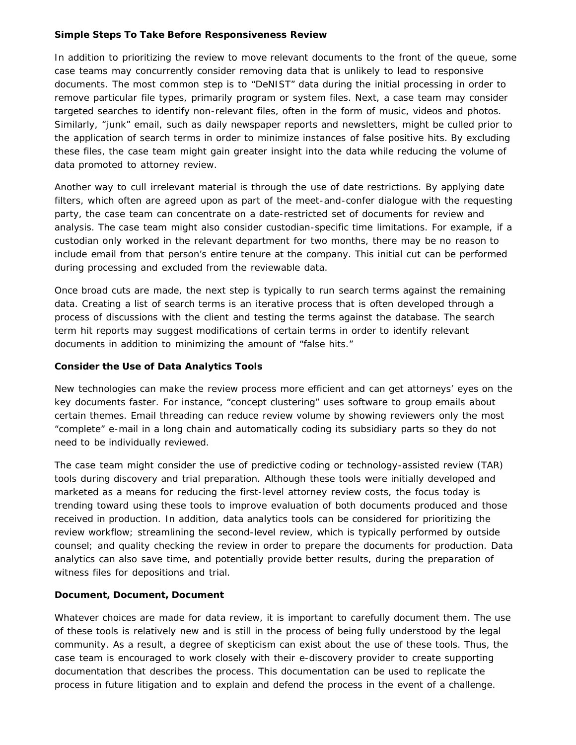**Simple Steps To Take Before Responsiveness Review**

In addition to prioritizing the review to move relevant documents to the front of the queue, some case teams may concurrently consider removing data that is unlikely to lead to responsive documents. The most common step is to "DeNIST" data during the initial processing in order to remove particular file types, primarily program or system files. Next, a case team may consider targeted searches to identify non-relevant files, often in the form of music, videos and photos. Similarly, "junk" email, such as daily newspaper reports and newsletters, might be culled prior to the application of search terms in order to minimize instances of false positive hits. By excluding these files, the case team might gain greater insight into the data while reducing the volume of data promoted to attorney review.

Another way to cull irrelevant material is through the use of date restrictions. By applying date filters, which often are agreed upon as part of the meet-and-confer dialogue with the requesting party, the case team can concentrate on a date-restricted set of documents for review and analysis. The case team might also consider custodian-specific time limitations. For example, if a custodian only worked in the relevant department for two months, there may be no reason to include email from that person's entire tenure at the company. This initial cut can be performed during processing and excluded from the reviewable data.

Once broad cuts are made, the next step is typically to run search terms against the remaining data. Creating a list of search terms is an iterative process that is often developed through a process of discussions with the client and testing the terms against the database. The search term hit reports may suggest modifications of certain terms in order to identify relevant documents in addition to minimizing the amount of "false hits."

**Consider the Use of Data Analytics Tools**

New technologies can make the review process more efficient and can get attorneys' eyes on the key documents faster. For instance, "concept clustering" uses software to group emails about certain themes. Email threading can reduce review volume by showing reviewers only the most "complete" e-mail in a long chain and automatically coding its subsidiary parts so they do not need to be individually reviewed.

The case team might consider the use of predictive coding or technology-assisted review (TAR) tools during discovery and trial preparation. Although these tools were initially developed and marketed as a means for reducing the first-level attorney review costs, the focus today is trending toward using these tools to improve evaluation of both documents produced and those received in production. In addition, data analytics tools can be considered for prioritizing the review workflow; streamlining the second-level review, which is typically performed by outside counsel; and quality checking the review in order to prepare the documents for production. Data analytics can also save time, and potentially provide better results, during the preparation of witness files for depositions and trial.

**Document, Document, Document**

Whatever choices are made for data review, it is important to carefully document them. The use of these tools is relatively new and is still in the process of being fully understood by the legal community. As a result, a degree of skepticism can exist about the use of these tools. Thus, the case team is encouraged to work closely with their e-discovery provider to create supporting documentation that describes the process. This documentation can be used to replicate the process in future litigation and to explain and defend the process in the event of a challenge.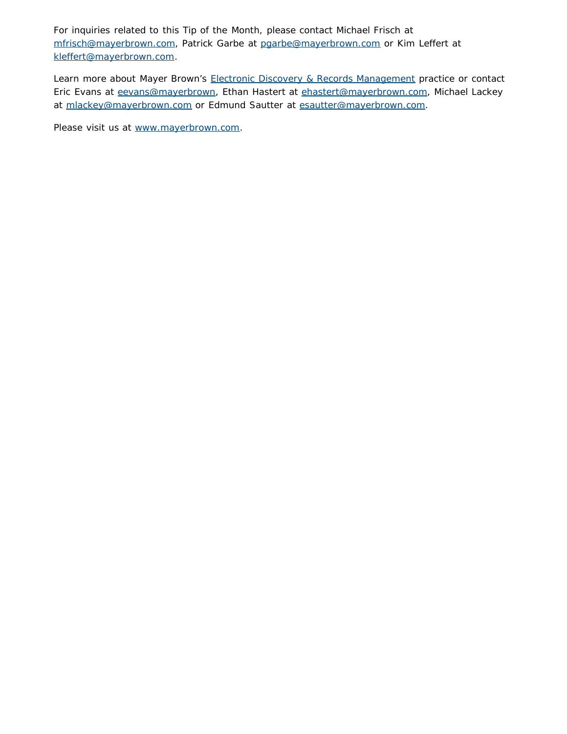For inquiries related to this Tip of the Month, please contact Michael Frisch at mfrisch@mayerbrown.com, Patrick Garbe at pgarbe@mayerbrown.com or Kim Leffert at kleffert@mayerbrown.com.

Learn more about Mayer Brown's Electronic Discovery & Records Management practice or contact Eric Evans at eevans@mayerbrown, Ethan Hastert at ehastert@mayerbrown.com, Michael Lackey at mlackey@mayerbrown.com or Edmund Sautter at esautter@mayerbrown.com.

Please visit us at www.mayerbrown.com.